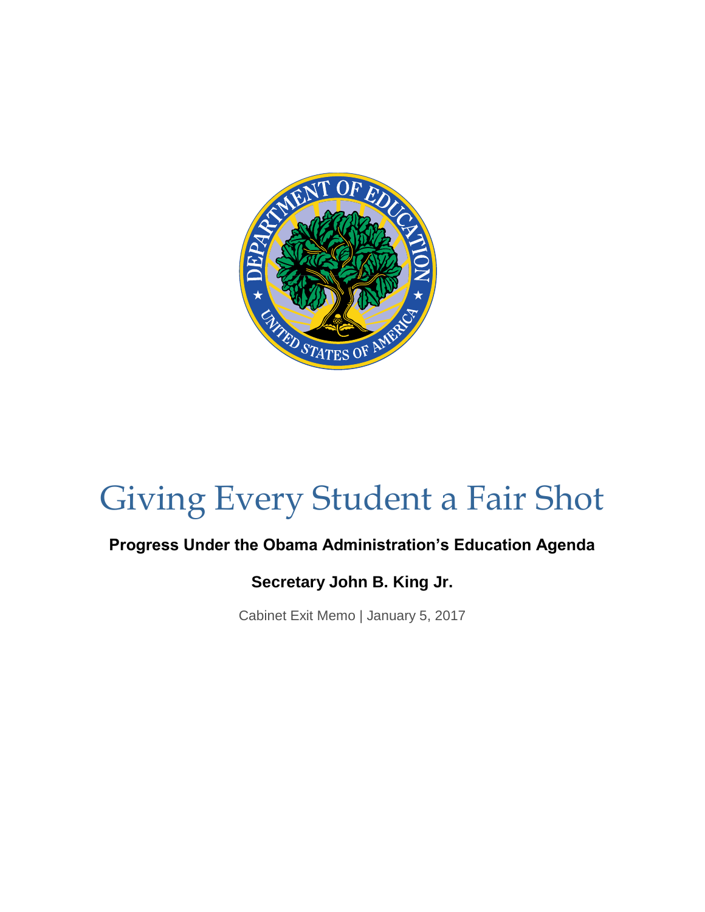# Giving Every Student a Fair Shot

**Progress Under the Obama Administration's Education Agenda**

**Secretary John B. King Jr.**

Cabinet Exit Memo | January 5, 2017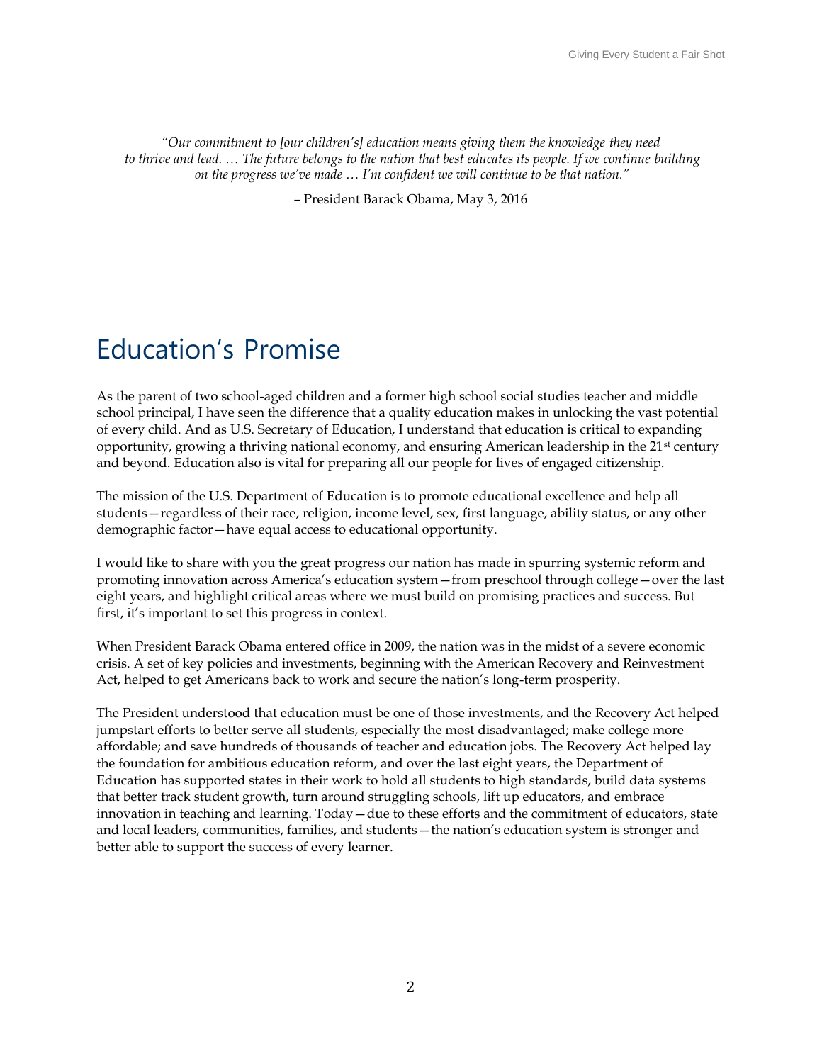*"Our commitment to [our children's] education means giving them the knowledge they need to thrive and lead. … The future belongs to the nation that best educates its people. If we continue building on the progress we've made … I'm confident we will continue to be that nation."*

– President Barack Obama, May 3, 2016

# Education's Promise

As the parent of two school-aged children and a former high school social studies teacher and middle school principal, I have seen the difference that a quality education makes in unlocking the vast potential of every child. And as U.S. Secretary of Education, I understand that education is critical to expanding opportunity, growing a thriving national economy, and ensuring American leadership in the 21st century and beyond. Education also is vital for preparing all our people for lives of engaged citizenship.

The mission of the U.S. Department of Education is to promote educational excellence and help all students—regardless of their race, religion, income level, sex, first language, ability status, or any other demographic factor—have equal access to educational opportunity.

I would like to share with you the great progress our nation has made in spurring systemic reform and promoting innovation across America's education system—from preschool through college—over the last eight years, and highlight critical areas where we must build on promising practices and success. But first, it's important to set this progress in context.

When President Barack Obama entered office in 2009, the nation was in the midst of a severe economic crisis. A set of key policies and investments, beginning with the American Recovery and Reinvestment Act, helped to get Americans back to work and secure the nation's long-term prosperity.

The President understood that education must be one of those investments, and the Recovery Act helped jumpstart efforts to better serve all students, especially the most disadvantaged; make college more affordable; and save hundreds of thousands of teacher and education jobs. The Recovery Act helped lay the foundation for ambitious education reform, and over the last eight years, the Department of Education has supported states in their work to hold all students to high standards, build data systems that better track student growth, turn around struggling schools, lift up educators, and embrace innovation in teaching and learning. Today—due to these efforts and the commitment of educators, state and local leaders, communities, families, and students—the nation's education system is stronger and better able to support the success of every learner.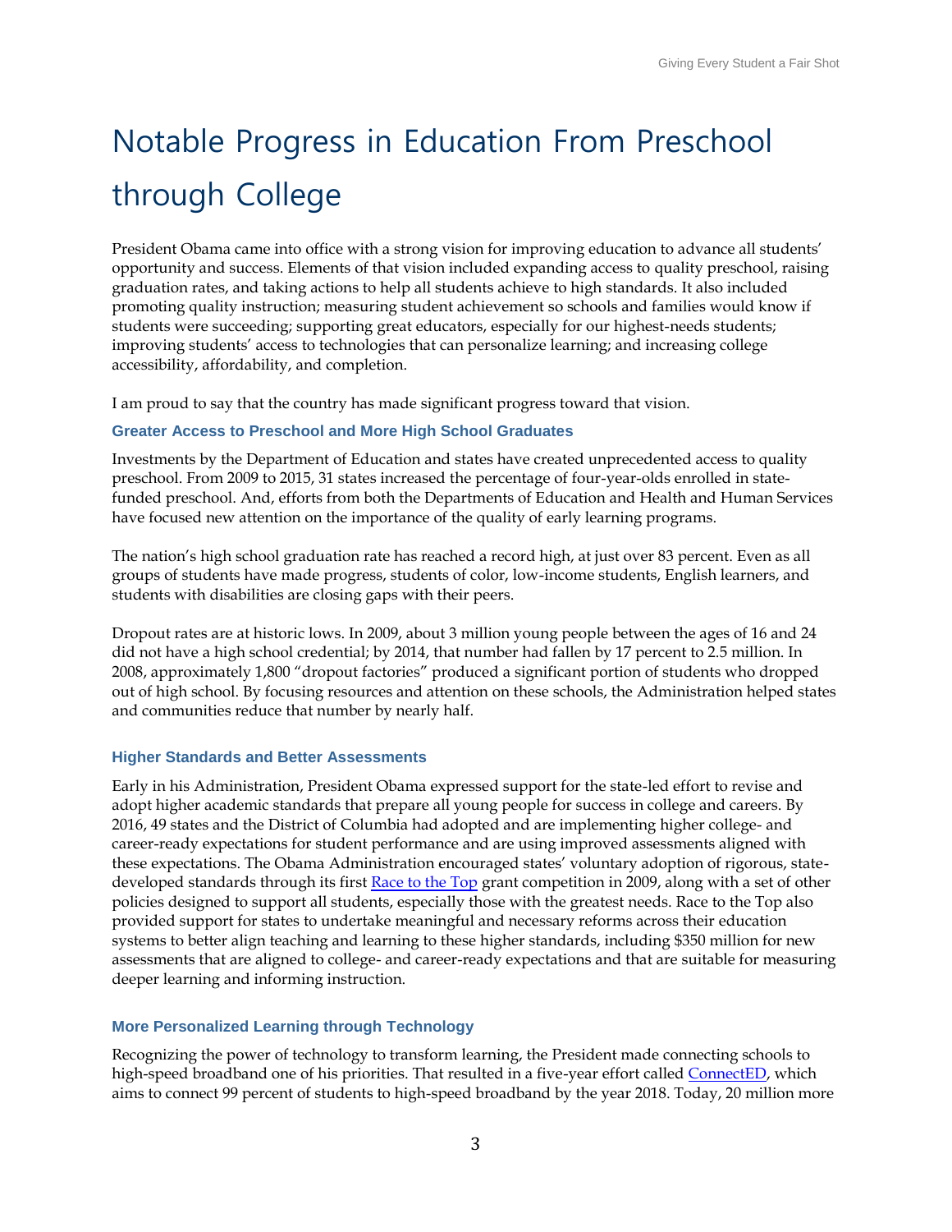# Notable Progress in Education From Preschool through College

President Obama came into office with a strong vision for improving education to advance all students' opportunity and success. Elements of that vision included expanding access to quality preschool, raising graduation rates, and taking actions to help all students achieve to high standards. It also included promoting quality instruction; measuring student achievement so schools and families would know if students were succeeding; supporting great educators, especially for our highest-needs students; improving students' access to technologies that can personalize learning; and increasing college accessibility, affordability, and completion.

I am proud to say that the country has made significant progress toward that vision.

### Greater Access to Preschool and More High School Graduates

Investments by the Department of Education and states have created unprecedented access to quality preschool. From 2009 to 2015, 31 states increased the percentage of four-year-olds enrolled in state-funded preschool. And, efforts from both the Departments of Education and Health and Human Services have focused new attention on the importance of the quality of early learning programs.

The nation's high school graduation rate has reached a record high, at just over 83 percent. Even as all groups of students have made progress, students of color, low-income students, English learners, and students with disabilities are closing gaps with their peers.

Dropout rates are at historic lows. In 2009, about 3 million young people between the ages of 16 and 24 did not have a high school credential; by 2014, that number had fallen by 17 percent to 2.5 million. In 2008, approximately 1,800 "dropout factories" produced a significant portion of students who dropped out of high school. By focusing resources and attention on these schools, the Administration helped states and communities reduce that number by nearly half.

### Higher Standards and Better Assessments

Early in his Administration, President Obama expressed support for the state-led effort to revise and adopt higher academic standards that prepare all young people for success in college and careers. By 2016, 49 states and the District of Columbia had adopted and are implementing higher college- and career-ready expectations for student performance and are using improved assessments aligned with these expectations. The Obama Administration encouraged states' voluntary adoption of rigorous, state-developed standards through its first Race to the Top grant competition in 2009, along with a set of other policies designed to support all students, especially those with the greatest needs. Race to the Top also provided support for states to undertake meaningful and necessary reforms across their education systems to better align teaching and learning to these higher standards, including $350 million for new assessments that are aligned to college- and career-ready expectations and that are suitable for measuring deeper learning and informing instruction.

### More Personalized Learning through Technology

Recognizing the power of technology to transform learning, the President made connecting schools to high-speed broadband one of his priorities. That resulted in a five-year effort called ConnectED, which aims to connect 99 percent of students to high-speed broadband by the year 2018. Today, 20 million more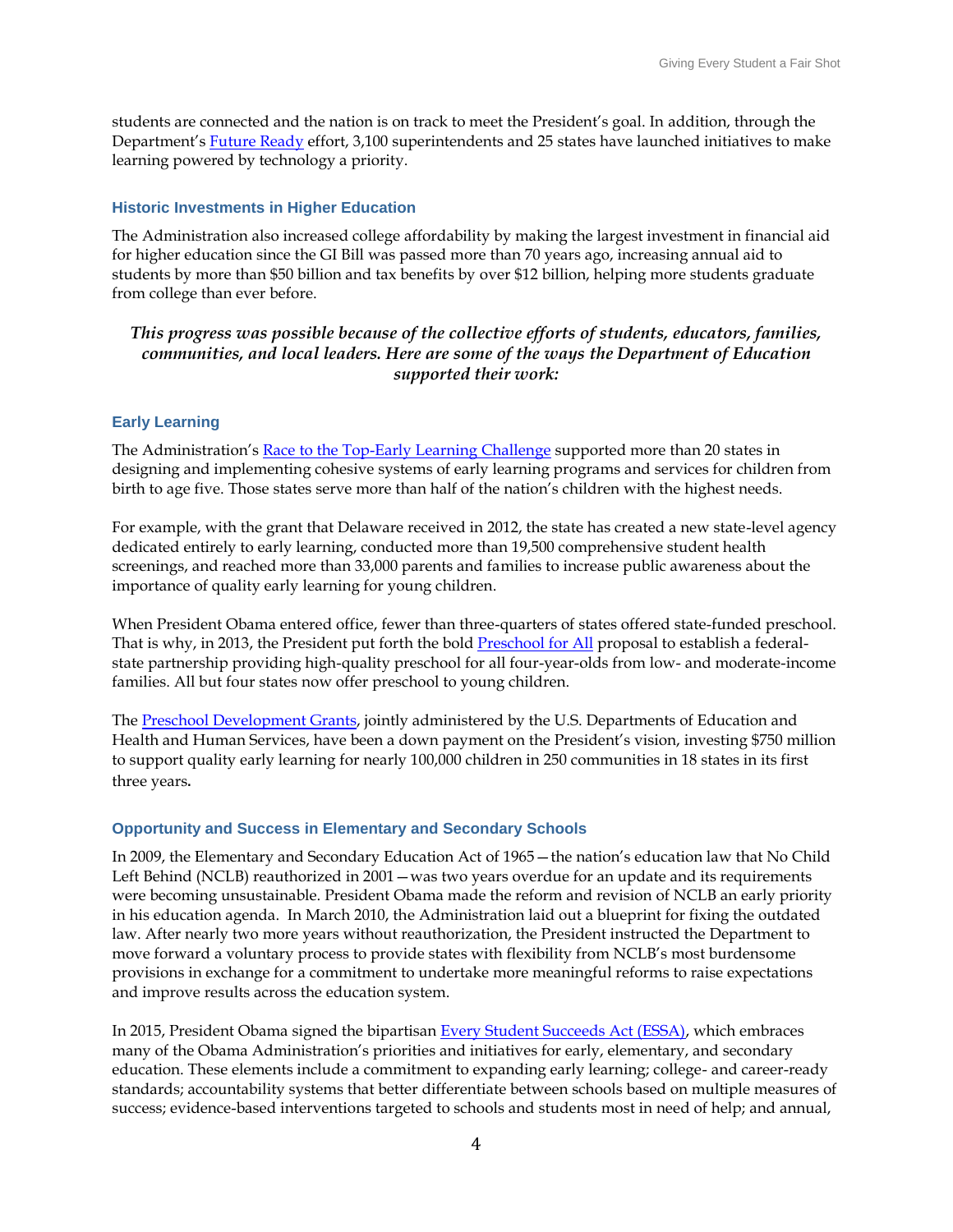students are connected and the nation is on track to meet the President's goal. In addition, through the Department's [Future Ready](#) effort, 3,100 superintendents and 25 states have launched initiatives to make learning powered by technology a priority.

### Historic Investments in Higher Education

The Administration also increased college affordability by making the largest investment in financial aid for higher education since the GI Bill was passed more than 70 years ago, increasing annual aid to students by more than $50 billion and tax benefits by over $12 billion, helping more students graduate from college than ever before.

***This progress was possible because of the collective efforts of students, educators, families, communities, and local leaders. Here are some of the ways the Department of Education supported their work:***

### Early Learning

The Administration's [Race to the Top-Early Learning Challenge](#) supported more than 20 states in designing and implementing cohesive systems of early learning programs and services for children from birth to age five. Those states serve more than half of the nation's children with the highest needs.

For example, with the grant that Delaware received in 2012, the state has created a new state-level agency dedicated entirely to early learning, conducted more than 19,500 comprehensive student health screenings, and reached more than 33,000 parents and families to increase public awareness about the importance of quality early learning for young children.

When President Obama entered office, fewer than three-quarters of states offered state-funded preschool. That is why, in 2013, the President put forth the bold [Preschool for All](#) proposal to establish a federal-state partnership providing high-quality preschool for all four-year-olds from low- and moderate-income families. All but four states now offer preschool to young children.

The [Preschool Development Grants](#), jointly administered by the U.S. Departments of Education and Health and Human Services, have been a down payment on the President's vision, investing $750 million to support quality early learning for nearly 100,000 children in 250 communities in 18 states in its first three years.

### Opportunity and Success in Elementary and Secondary Schools

In 2009, the Elementary and Secondary Education Act of 1965—the nation's education law that No Child Left Behind (NCLB) reauthorized in 2001—was two years overdue for an update and its requirements were becoming unsustainable. President Obama made the reform and revision of NCLB an early priority in his education agenda. In March 2010, the Administration laid out a blueprint for fixing the outdated law. After nearly two more years without reauthorization, the President instructed the Department to move forward a voluntary process to provide states with flexibility from NCLB's most burdensome provisions in exchange for a commitment to undertake more meaningful reforms to raise expectations and improve results across the education system.

In 2015, President Obama signed the bipartisan [Every Student Succeeds Act (ESSA)](#), which embraces many of the Obama Administration's priorities and initiatives for early, elementary, and secondary education. These elements include a commitment to expanding early learning; college- and career-ready standards; accountability systems that better differentiate between schools based on multiple measures of success; evidence-based interventions targeted to schools and students most in need of help; and annual,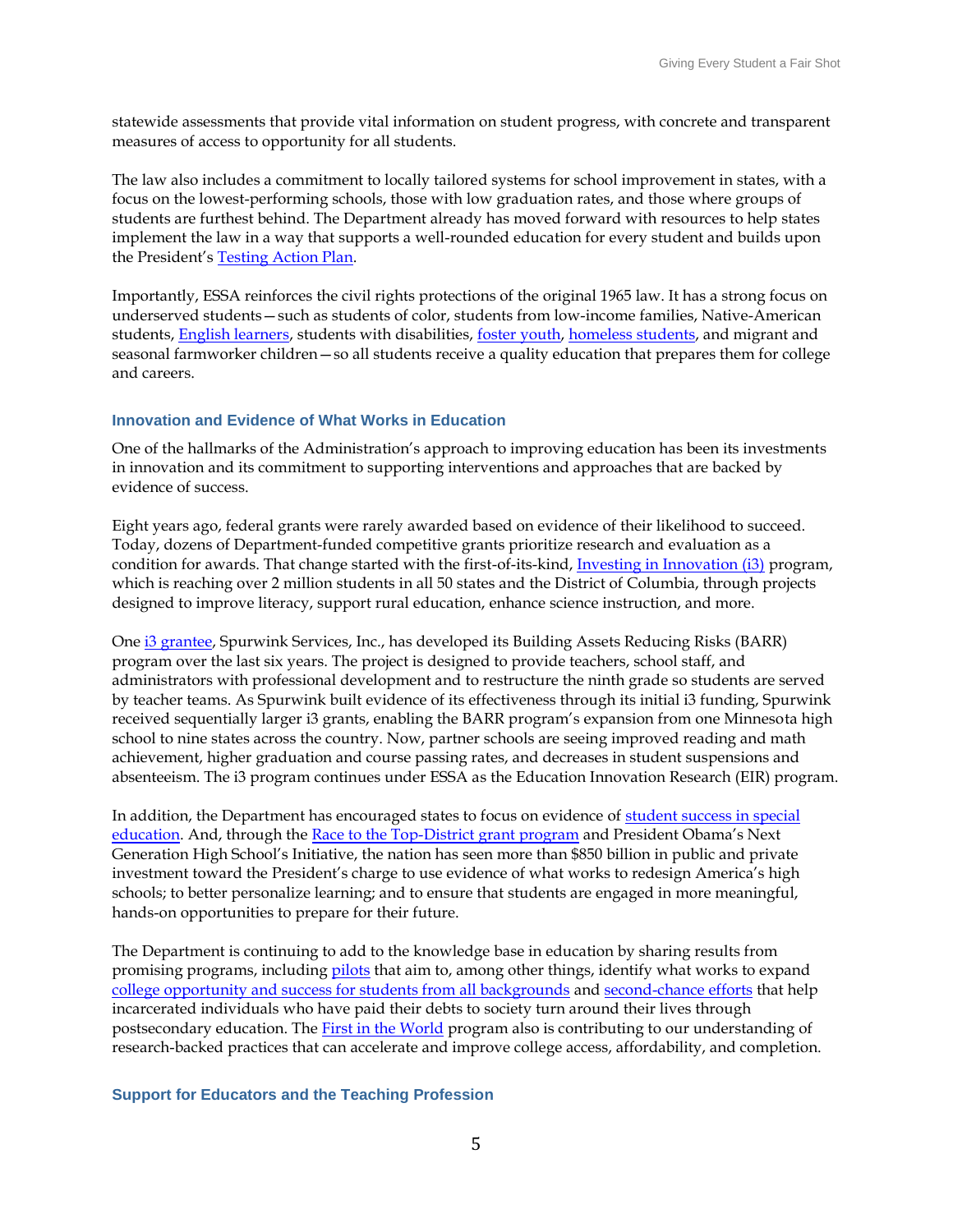statewide assessments that provide vital information on student progress, with concrete and transparent measures of access to opportunity for all students.

The law also includes a commitment to locally tailored systems for school improvement in states, with a focus on the lowest-performing schools, those with low graduation rates, and those where groups of students are furthest behind. The Department already has moved forward with resources to help states implement the law in a way that supports a well-rounded education for every student and builds upon the President's Testing Action Plan.

Importantly, ESSA reinforces the civil rights protections of the original 1965 law. It has a strong focus on underserved students—such as students of color, students from low-income families, Native-American students, English learners, students with disabilities, foster youth, homeless students, and migrant and seasonal farmworker children—so all students receive a quality education that prepares them for college and careers.

### Innovation and Evidence of What Works in Education

One of the hallmarks of the Administration's approach to improving education has been its investments in innovation and its commitment to supporting interventions and approaches that are backed by evidence of success.

Eight years ago, federal grants were rarely awarded based on evidence of their likelihood to succeed. Today, dozens of Department-funded competitive grants prioritize research and evaluation as a condition for awards. That change started with the first-of-its-kind, Investing in Innovation (i3) program, which is reaching over 2 million students in all 50 states and the District of Columbia, through projects designed to improve literacy, support rural education, enhance science instruction, and more.

One i3 grantee, Spurwink Services, Inc., has developed its Building Assets Reducing Risks (BARR) program over the last six years. The project is designed to provide teachers, school staff, and administrators with professional development and to restructure the ninth grade so students are served by teacher teams. As Spurwink built evidence of its effectiveness through its initial i3 funding, Spurwink received sequentially larger i3 grants, enabling the BARR program's expansion from one Minnesota high school to nine states across the country. Now, partner schools are seeing improved reading and math achievement, higher graduation and course passing rates, and decreases in student suspensions and absenteeism. The i3 program continues under ESSA as the Education Innovation Research (EIR) program.

In addition, the Department has encouraged states to focus on evidence of student success in special education. And, through the Race to the Top-District grant program and President Obama's Next Generation High School's Initiative, the nation has seen more than $850 billion in public and private investment toward the President's charge to use evidence of what works to redesign America's high schools; to better personalize learning; and to ensure that students are engaged in more meaningful, hands-on opportunities to prepare for their future.

The Department is continuing to add to the knowledge base in education by sharing results from promising programs, including pilots that aim to, among other things, identify what works to expand college opportunity and success for students from all backgrounds and second-chance efforts that help incarcerated individuals who have paid their debts to society turn around their lives through postsecondary education. The First in the World program also is contributing to our understanding of research-backed practices that can accelerate and improve college access, affordability, and completion.

### Support for Educators and the Teaching Profession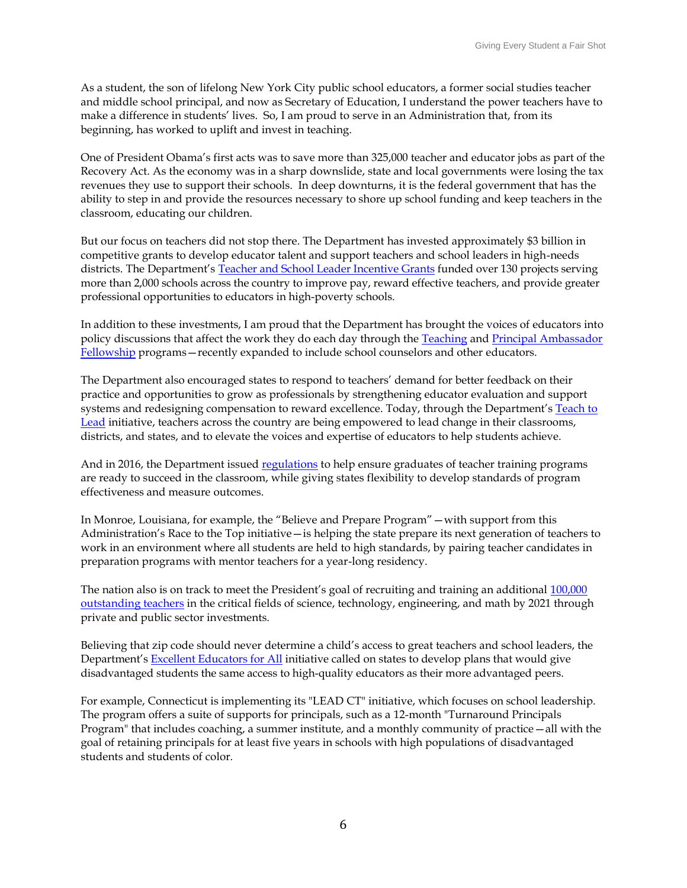As a student, the son of lifelong New York City public school educators, a former social studies teacher and middle school principal, and now as Secretary of Education, I understand the power teachers have to make a difference in students' lives. So, I am proud to serve in an Administration that, from its beginning, has worked to uplift and invest in teaching.

One of President Obama's first acts was to save more than 325,000 teacher and educator jobs as part of the Recovery Act. As the economy was in a sharp downslide, state and local governments were losing the tax revenues they use to support their schools. In deep downturns, it is the federal government that has the ability to step in and provide the resources necessary to shore up school funding and keep teachers in the classroom, educating our children.

But our focus on teachers did not stop there. The Department has invested approximately $3 billion in competitive grants to develop educator talent and support teachers and school leaders in high-needs districts. The Department's Teacher and School Leader Incentive Grants funded over 130 projects serving more than 2,000 schools across the country to improve pay, reward effective teachers, and provide greater professional opportunities to educators in high-poverty schools.

In addition to these investments, I am proud that the Department has brought the voices of educators into policy discussions that affect the work they do each day through the Teaching and Principal Ambassador Fellowship programs—recently expanded to include school counselors and other educators.

The Department also encouraged states to respond to teachers' demand for better feedback on their practice and opportunities to grow as professionals by strengthening educator evaluation and support systems and redesigning compensation to reward excellence. Today, through the Department's Teach to Lead initiative, teachers across the country are being empowered to lead change in their classrooms, districts, and states, and to elevate the voices and expertise of educators to help students achieve.

And in 2016, the Department issued regulations to help ensure graduates of teacher training programs are ready to succeed in the classroom, while giving states flexibility to develop standards of program effectiveness and measure outcomes.

In Monroe, Louisiana, for example, the "Believe and Prepare Program"—with support from this Administration's Race to the Top initiative—is helping the state prepare its next generation of teachers to work in an environment where all students are held to high standards, by pairing teacher candidates in preparation programs with mentor teachers for a year-long residency.

The nation also is on track to meet the President's goal of recruiting and training an additional 100,000 outstanding teachers in the critical fields of science, technology, engineering, and math by 2021 through private and public sector investments.

Believing that zip code should never determine a child's access to great teachers and school leaders, the Department's Excellent Educators for All initiative called on states to develop plans that would give disadvantaged students the same access to high-quality educators as their more advantaged peers.

For example, Connecticut is implementing its "LEAD CT" initiative, which focuses on school leadership. The program offers a suite of supports for principals, such as a 12-month "Turnaround Principals Program" that includes coaching, a summer institute, and a monthly community of practice—all with the goal of retaining principals for at least five years in schools with high populations of disadvantaged students and students of color.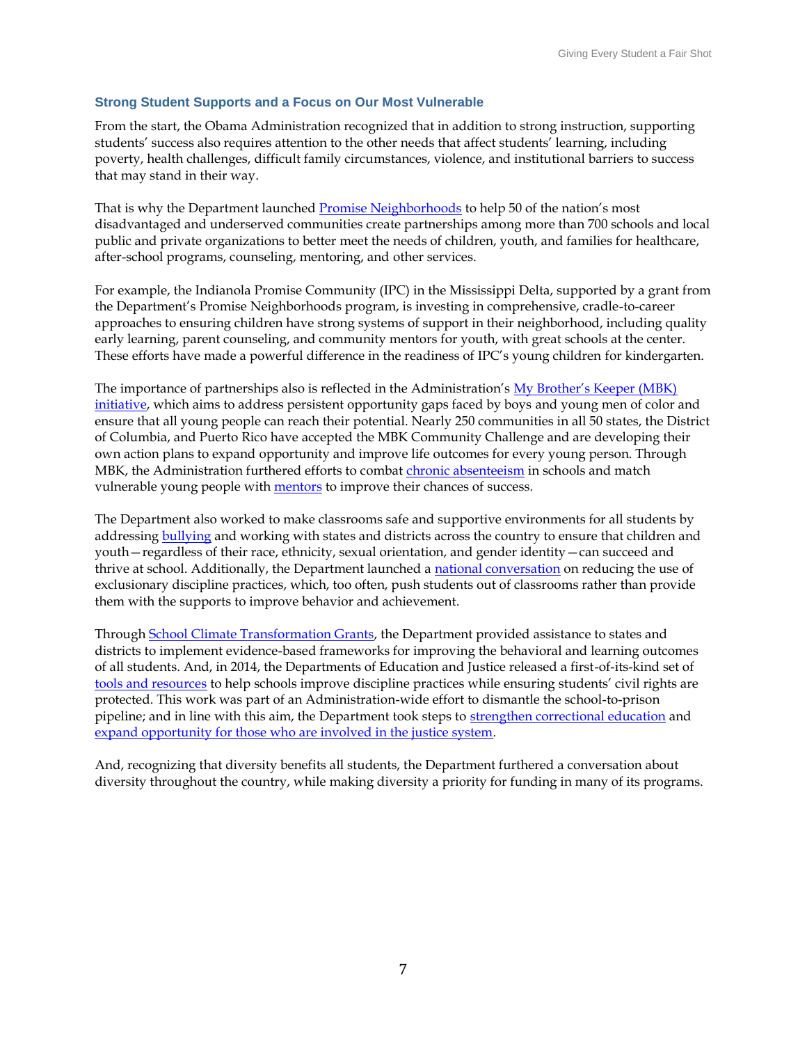### Strong Student Supports and a Focus on Our Most Vulnerable

From the start, the Obama Administration recognized that in addition to strong instruction, supporting students' success also requires attention to the other needs that affect students' learning, including poverty, health challenges, difficult family circumstances, violence, and institutional barriers to success that may stand in their way.

That is why the Department launched Promise Neighborhoods to help 50 of the nation's most disadvantaged and underserved communities create partnerships among more than 700 schools and local public and private organizations to better meet the needs of children, youth, and families for healthcare, after-school programs, counseling, mentoring, and other services.

For example, the Indianola Promise Community (IPC) in the Mississippi Delta, supported by a grant from the Department's Promise Neighborhoods program, is investing in comprehensive, cradle-to-career approaches to ensuring children have strong systems of support in their neighborhood, including quality early learning, parent counseling, and community mentors for youth, with great schools at the center. These efforts have made a powerful difference in the readiness of IPC's young children for kindergarten.

The importance of partnerships also is reflected in the Administration's My Brother's Keeper (MBK) initiative, which aims to address persistent opportunity gaps faced by boys and young men of color and ensure that all young people can reach their potential. Nearly 250 communities in all 50 states, the District of Columbia, and Puerto Rico have accepted the MBK Community Challenge and are developing their own action plans to expand opportunity and improve life outcomes for every young person. Through MBK, the Administration furthered efforts to combat chronic absenteeism in schools and match vulnerable young people with mentors to improve their chances of success.

The Department also worked to make classrooms safe and supportive environments for all students by addressing bullying and working with states and districts across the country to ensure that children and youth—regardless of their race, ethnicity, sexual orientation, and gender identity—can succeed and thrive at school. Additionally, the Department launched a national conversation on reducing the use of exclusionary discipline practices, which, too often, push students out of classrooms rather than provide them with the supports to improve behavior and achievement.

Through School Climate Transformation Grants, the Department provided assistance to states and districts to implement evidence-based frameworks for improving the behavioral and learning outcomes of all students. And, in 2014, the Departments of Education and Justice released a first-of-its-kind set of tools and resources to help schools improve discipline practices while ensuring students' civil rights are protected. This work was part of an Administration-wide effort to dismantle the school-to-prison pipeline; and in line with this aim, the Department took steps to strengthen correctional education and expand opportunity for those who are involved in the justice system.

And, recognizing that diversity benefits all students, the Department furthered a conversation about diversity throughout the country, while making diversity a priority for funding in many of its programs.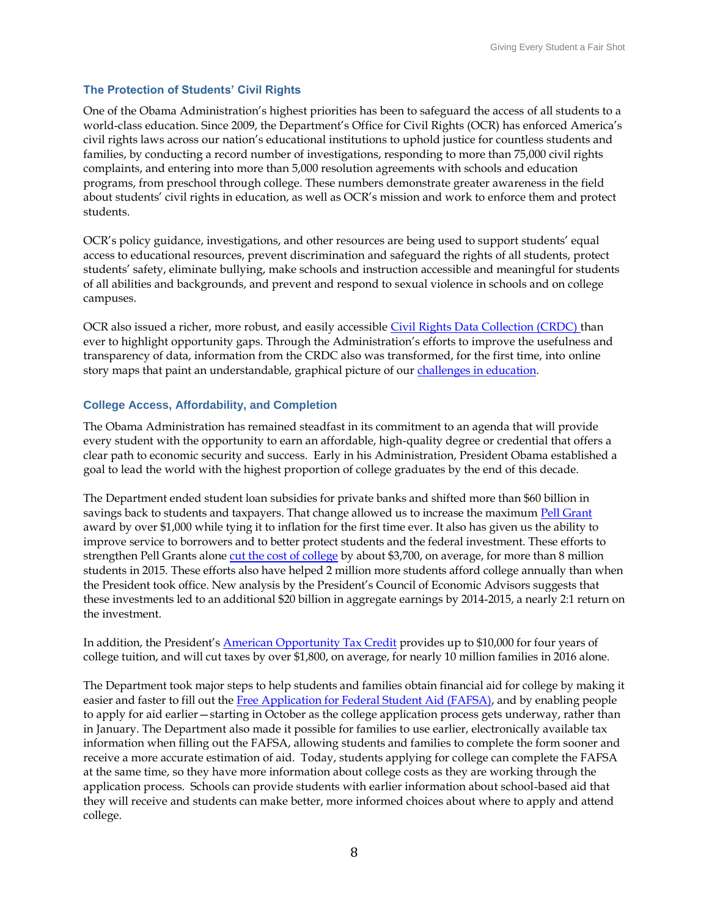### The Protection of Students' Civil Rights

One of the Obama Administration's highest priorities has been to safeguard the access of all students to a world-class education. Since 2009, the Department's Office for Civil Rights (OCR) has enforced America's civil rights laws across our nation's educational institutions to uphold justice for countless students and families, by conducting a record number of investigations, responding to more than 75,000 civil rights complaints, and entering into more than 5,000 resolution agreements with schools and education programs, from preschool through college. These numbers demonstrate greater awareness in the field about students' civil rights in education, as well as OCR's mission and work to enforce them and protect students.

OCR's policy guidance, investigations, and other resources are being used to support students' equal access to educational resources, prevent discrimination and safeguard the rights of all students, protect students' safety, eliminate bullying, make schools and instruction accessible and meaningful for students of all abilities and backgrounds, and prevent and respond to sexual violence in schools and on college campuses.

OCR also issued a richer, more robust, and easily accessible Civil Rights Data Collection (CRDC) than ever to highlight opportunity gaps. Through the Administration's efforts to improve the usefulness and transparency of data, information from the CRDC also was transformed, for the first time, into online story maps that paint an understandable, graphical picture of our challenges in education.

### College Access, Affordability, and Completion

The Obama Administration has remained steadfast in its commitment to an agenda that will provide every student with the opportunity to earn an affordable, high-quality degree or credential that offers a clear path to economic security and success. Early in his Administration, President Obama established a goal to lead the world with the highest proportion of college graduates by the end of this decade.

The Department ended student loan subsidies for private banks and shifted more than $60 billion in savings back to students and taxpayers. That change allowed us to increase the maximum Pell Grant award by over $1,000 while tying it to inflation for the first time ever. It also has given us the ability to improve service to borrowers and to better protect students and the federal investment. These efforts to strengthen Pell Grants alone cut the cost of college by about $3,700, on average, for more than 8 million students in 2015. These efforts also have helped 2 million more students afford college annually than when the President took office. New analysis by the President's Council of Economic Advisors suggests that these investments led to an additional $20 billion in aggregate earnings by 2014-2015, a nearly 2:1 return on the investment.

In addition, the President's American Opportunity Tax Credit provides up to $10,000 for four years of college tuition, and will cut taxes by over $1,800, on average, for nearly 10 million families in 2016 alone.

The Department took major steps to help students and families obtain financial aid for college by making it easier and faster to fill out the Free Application for Federal Student Aid (FAFSA), and by enabling people to apply for aid earlier—starting in October as the college application process gets underway, rather than in January. The Department also made it possible for families to use earlier, electronically available tax information when filling out the FAFSA, allowing students and families to complete the form sooner and receive a more accurate estimation of aid. Today, students applying for college can complete the FAFSA at the same time, so they have more information about college costs as they are working through the application process. Schools can provide students with earlier information about school-based aid that they will receive and students can make better, more informed choices about where to apply and attend college.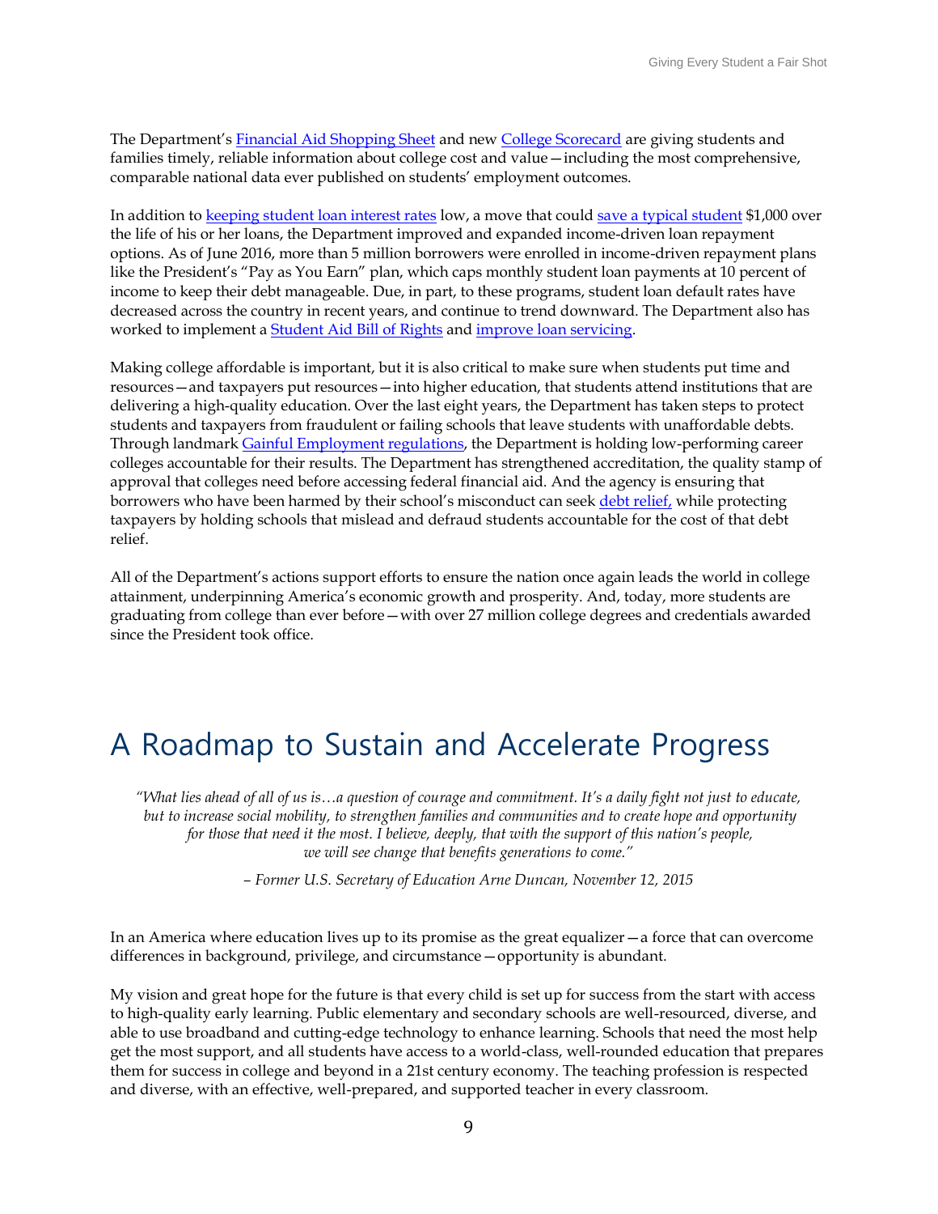The Department's Financial Aid Shopping Sheet and new College Scorecard are giving students and families timely, reliable information about college cost and value—including the most comprehensive, comparable national data ever published on students' employment outcomes.

In addition to keeping student loan interest rates low, a move that could save a typical student $1,000 over the life of his or her loans, the Department improved and expanded income-driven loan repayment options. As of June 2016, more than 5 million borrowers were enrolled in income-driven repayment plans like the President's "Pay as You Earn" plan, which caps monthly student loan payments at 10 percent of income to keep their debt manageable. Due, in part, to these programs, student loan default rates have decreased across the country in recent years, and continue to trend downward. The Department also has worked to implement a Student Aid Bill of Rights and improve loan servicing.

Making college affordable is important, but it is also critical to make sure when students put time and resources—and taxpayers put resources—into higher education, that students attend institutions that are delivering a high-quality education. Over the last eight years, the Department has taken steps to protect students and taxpayers from fraudulent or failing schools that leave students with unaffordable debts. Through landmark Gainful Employment regulations, the Department is holding low-performing career colleges accountable for their results. The Department has strengthened accreditation, the quality stamp of approval that colleges need before accessing federal financial aid. And the agency is ensuring that borrowers who have been harmed by their school's misconduct can seek debt relief, while protecting taxpayers by holding schools that mislead and defraud students accountable for the cost of that debt relief.

All of the Department's actions support efforts to ensure the nation once again leads the world in college attainment, underpinning America's economic growth and prosperity. And, today, more students are graduating from college than ever before—with over 27 million college degrees and credentials awarded since the President took office.

# A Roadmap to Sustain and Accelerate Progress

*"What lies ahead of all of us is…a question of courage and commitment. It's a daily fight not just to educate, but to increase social mobility, to strengthen families and communities and to create hope and opportunity for those that need it the most. I believe, deeply, that with the support of this nation's people, we will see change that benefits generations to come."*

*– Former U.S. Secretary of Education Arne Duncan, November 12, 2015*

In an America where education lives up to its promise as the great equalizer—a force that can overcome differences in background, privilege, and circumstance—opportunity is abundant.

My vision and great hope for the future is that every child is set up for success from the start with access to high-quality early learning. Public elementary and secondary schools are well-resourced, diverse, and able to use broadband and cutting-edge technology to enhance learning. Schools that need the most help get the most support, and all students have access to a world-class, well-rounded education that prepares them for success in college and beyond in a 21st century economy. The teaching profession is respected and diverse, with an effective, well-prepared, and supported teacher in every classroom.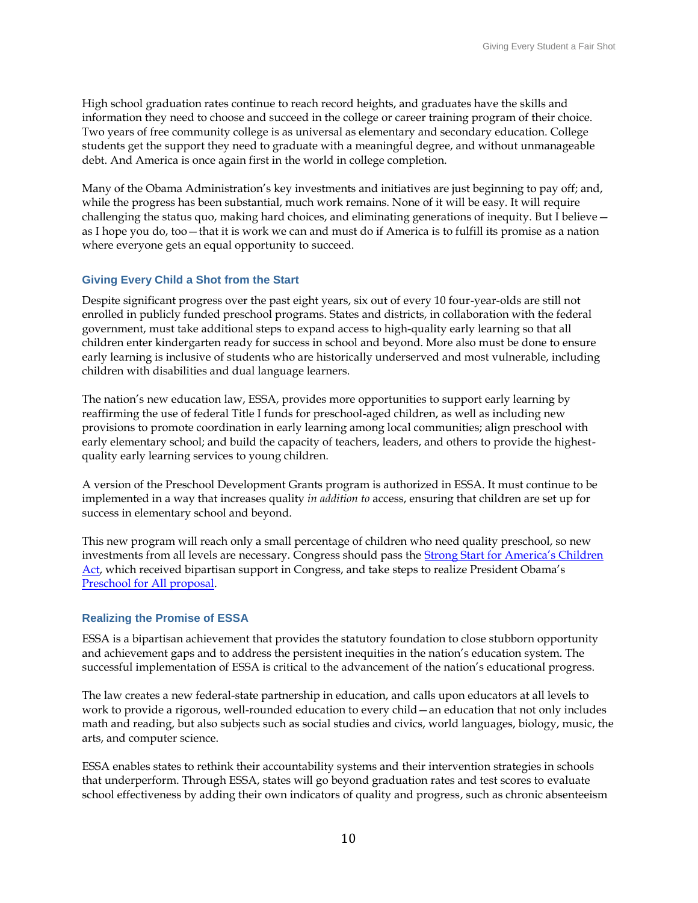High school graduation rates continue to reach record heights, and graduates have the skills and information they need to choose and succeed in the college or career training program of their choice. Two years of free community college is as universal as elementary and secondary education. College students get the support they need to graduate with a meaningful degree, and without unmanageable debt. And America is once again first in the world in college completion.

Many of the Obama Administration's key investments and initiatives are just beginning to pay off; and, while the progress has been substantial, much work remains. None of it will be easy. It will require challenging the status quo, making hard choices, and eliminating generations of inequity. But I believe—as I hope you do, too—that it is work we can and must do if America is to fulfill its promise as a nation where everyone gets an equal opportunity to succeed.

### Giving Every Child a Shot from the Start

Despite significant progress over the past eight years, six out of every 10 four-year-olds are still not enrolled in publicly funded preschool programs. States and districts, in collaboration with the federal government, must take additional steps to expand access to high-quality early learning so that all children enter kindergarten ready for success in school and beyond. More also must be done to ensure early learning is inclusive of students who are historically underserved and most vulnerable, including children with disabilities and dual language learners.

The nation's new education law, ESSA, provides more opportunities to support early learning by reaffirming the use of federal Title I funds for preschool-aged children, as well as including new provisions to promote coordination in early learning among local communities; align preschool with early elementary school; and build the capacity of teachers, leaders, and others to provide the highest-quality early learning services to young children.

A version of the Preschool Development Grants program is authorized in ESSA. It must continue to be implemented in a way that increases quality *in addition to* access, ensuring that children are set up for success in elementary school and beyond.

This new program will reach only a small percentage of children who need quality preschool, so new investments from all levels are necessary. Congress should pass the Strong Start for America's Children Act, which received bipartisan support in Congress, and take steps to realize President Obama's Preschool for All proposal.

### Realizing the Promise of ESSA

ESSA is a bipartisan achievement that provides the statutory foundation to close stubborn opportunity and achievement gaps and to address the persistent inequities in the nation's education system. The successful implementation of ESSA is critical to the advancement of the nation's educational progress.

The law creates a new federal-state partnership in education, and calls upon educators at all levels to work to provide a rigorous, well-rounded education to every child—an education that not only includes math and reading, but also subjects such as social studies and civics, world languages, biology, music, the arts, and computer science.

ESSA enables states to rethink their accountability systems and their intervention strategies in schools that underperform. Through ESSA, states will go beyond graduation rates and test scores to evaluate school effectiveness by adding their own indicators of quality and progress, such as chronic absenteeism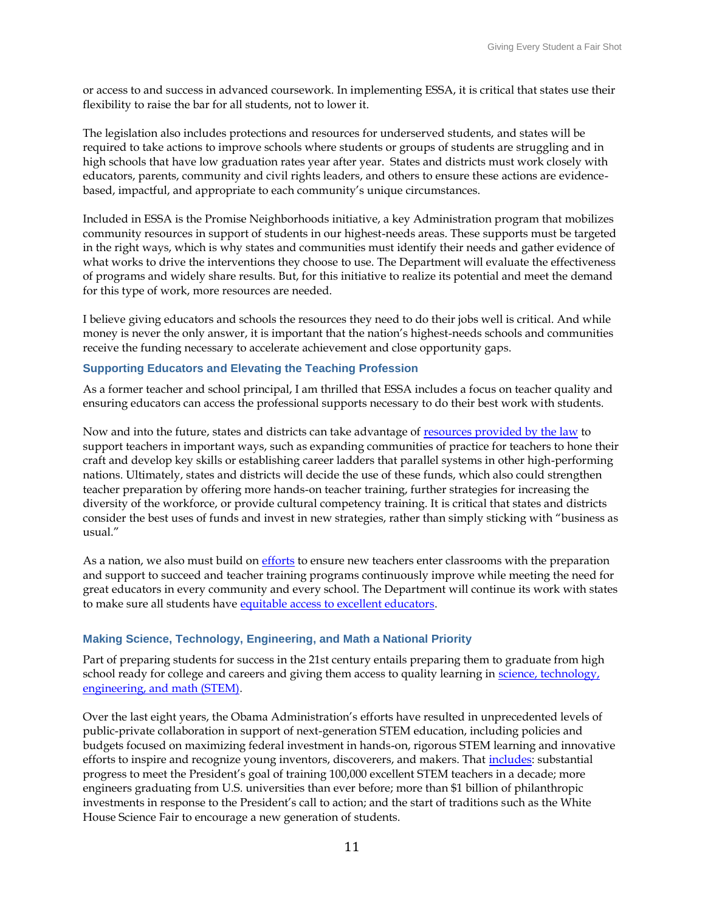or access to and success in advanced coursework. In implementing ESSA, it is critical that states use their flexibility to raise the bar for all students, not to lower it.

The legislation also includes protections and resources for underserved students, and states will be required to take actions to improve schools where students or groups of students are struggling and in high schools that have low graduation rates year after year. States and districts must work closely with educators, parents, community and civil rights leaders, and others to ensure these actions are evidence-based, impactful, and appropriate to each community's unique circumstances.

Included in ESSA is the Promise Neighborhoods initiative, a key Administration program that mobilizes community resources in support of students in our highest-needs areas. These supports must be targeted in the right ways, which is why states and communities must identify their needs and gather evidence of what works to drive the interventions they choose to use. The Department will evaluate the effectiveness of programs and widely share results. But, for this initiative to realize its potential and meet the demand for this type of work, more resources are needed.

I believe giving educators and schools the resources they need to do their jobs well is critical. And while money is never the only answer, it is important that the nation's highest-needs schools and communities receive the funding necessary to accelerate achievement and close opportunity gaps.

### Supporting Educators and Elevating the Teaching Profession

As a former teacher and school principal, I am thrilled that ESSA includes a focus on teacher quality and ensuring educators can access the professional supports necessary to do their best work with students.

Now and into the future, states and districts can take advantage of resources provided by the law to support teachers in important ways, such as expanding communities of practice for teachers to hone their craft and develop key skills or establishing career ladders that parallel systems in other high-performing nations. Ultimately, states and districts will decide the use of these funds, which also could strengthen teacher preparation by offering more hands-on teacher training, further strategies for increasing the diversity of the workforce, or provide cultural competency training. It is critical that states and districts consider the best uses of funds and invest in new strategies, rather than simply sticking with "business as usual."

As a nation, we also must build on efforts to ensure new teachers enter classrooms with the preparation and support to succeed and teacher training programs continuously improve while meeting the need for great educators in every community and every school. The Department will continue its work with states to make sure all students have equitable access to excellent educators.

### Making Science, Technology, Engineering, and Math a National Priority

Part of preparing students for success in the 21st century entails preparing them to graduate from high school ready for college and careers and giving them access to quality learning in science, technology, engineering, and math (STEM).

Over the last eight years, the Obama Administration's efforts have resulted in unprecedented levels of public-private collaboration in support of next-generation STEM education, including policies and budgets focused on maximizing federal investment in hands-on, rigorous STEM learning and innovative efforts to inspire and recognize young inventors, discoverers, and makers. That includes: substantial progress to meet the President's goal of training 100,000 excellent STEM teachers in a decade; more engineers graduating from U.S. universities than ever before; more than $1 billion of philanthropic investments in response to the President's call to action; and the start of traditions such as the White House Science Fair to encourage a new generation of students.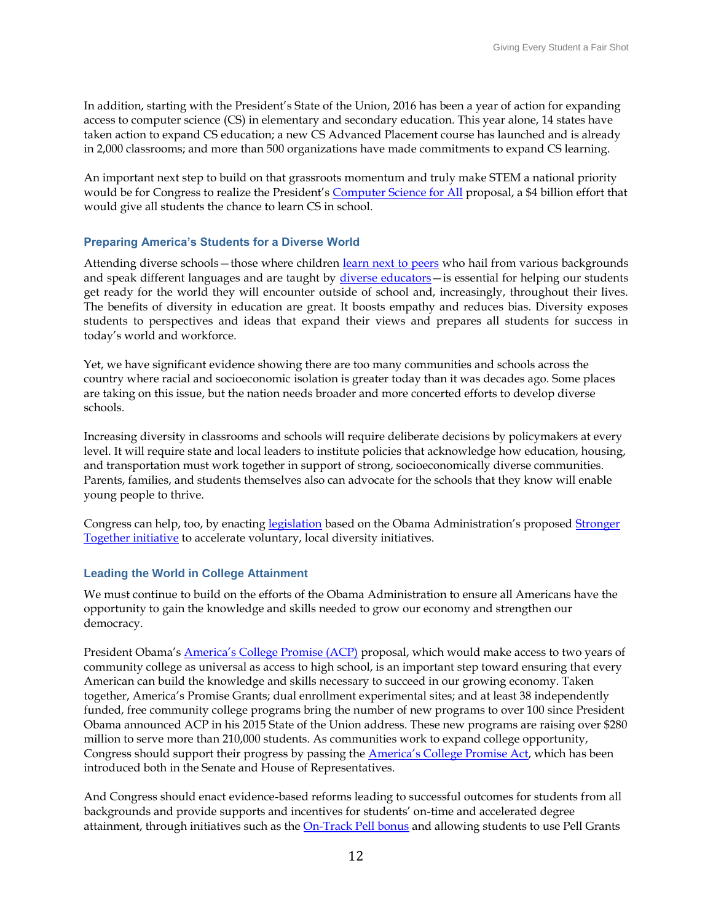In addition, starting with the President's State of the Union, 2016 has been a year of action for expanding access to computer science (CS) in elementary and secondary education. This year alone, 14 states have taken action to expand CS education; a new CS Advanced Placement course has launched and is already in 2,000 classrooms; and more than 500 organizations have made commitments to expand CS learning.

An important next step to build on that grassroots momentum and truly make STEM a national priority would be for Congress to realize the President's Computer Science for All proposal, a $4 billion effort that would give all students the chance to learn CS in school.

### Preparing America's Students for a Diverse World

Attending diverse schools—those where children learn next to peers who hail from various backgrounds and speak different languages and are taught by diverse educators—is essential for helping our students get ready for the world they will encounter outside of school and, increasingly, throughout their lives. The benefits of diversity in education are great. It boosts empathy and reduces bias. Diversity exposes students to perspectives and ideas that expand their views and prepares all students for success in today's world and workforce.

Yet, we have significant evidence showing there are too many communities and schools across the country where racial and socioeconomic isolation is greater today than it was decades ago. Some places are taking on this issue, but the nation needs broader and more concerted efforts to develop diverse schools.

Increasing diversity in classrooms and schools will require deliberate decisions by policymakers at every level. It will require state and local leaders to institute policies that acknowledge how education, housing, and transportation must work together in support of strong, socioeconomically diverse communities. Parents, families, and students themselves also can advocate for the schools that they know will enable young people to thrive.

Congress can help, too, by enacting legislation based on the Obama Administration's proposed Stronger Together initiative to accelerate voluntary, local diversity initiatives.

### Leading the World in College Attainment

We must continue to build on the efforts of the Obama Administration to ensure all Americans have the opportunity to gain the knowledge and skills needed to grow our economy and strengthen our democracy.

President Obama's America's College Promise (ACP) proposal, which would make access to two years of community college as universal as access to high school, is an important step toward ensuring that every American can build the knowledge and skills necessary to succeed in our growing economy. Taken together, America's Promise Grants; dual enrollment experimental sites; and at least 38 independently funded, free community college programs bring the number of new programs to over 100 since President Obama announced ACP in his 2015 State of the Union address. These new programs are raising over $280 million to serve more than 210,000 students. As communities work to expand college opportunity, Congress should support their progress by passing the America's College Promise Act, which has been introduced both in the Senate and House of Representatives.

And Congress should enact evidence-based reforms leading to successful outcomes for students from all backgrounds and provide supports and incentives for students' on-time and accelerated degree attainment, through initiatives such as the On-Track Pell bonus and allowing students to use Pell Grants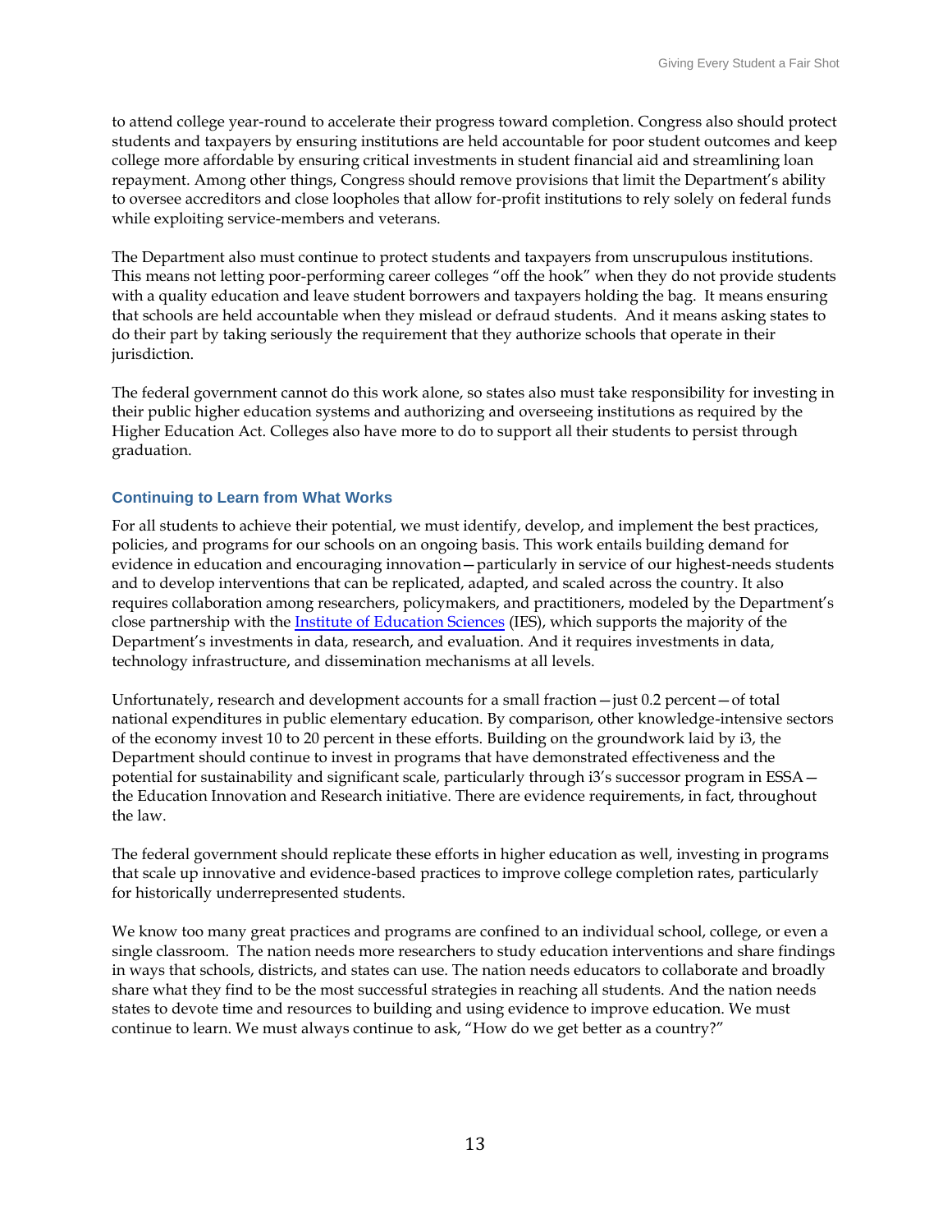to attend college year-round to accelerate their progress toward completion. Congress also should protect students and taxpayers by ensuring institutions are held accountable for poor student outcomes and keep college more affordable by ensuring critical investments in student financial aid and streamlining loan repayment. Among other things, Congress should remove provisions that limit the Department's ability to oversee accreditors and close loopholes that allow for-profit institutions to rely solely on federal funds while exploiting service-members and veterans.

The Department also must continue to protect students and taxpayers from unscrupulous institutions. This means not letting poor-performing career colleges "off the hook" when they do not provide students with a quality education and leave student borrowers and taxpayers holding the bag. It means ensuring that schools are held accountable when they mislead or defraud students. And it means asking states to do their part by taking seriously the requirement that they authorize schools that operate in their jurisdiction.

The federal government cannot do this work alone, so states also must take responsibility for investing in their public higher education systems and authorizing and overseeing institutions as required by the Higher Education Act. Colleges also have more to do to support all their students to persist through graduation.

### Continuing to Learn from What Works

For all students to achieve their potential, we must identify, develop, and implement the best practices, policies, and programs for our schools on an ongoing basis. This work entails building demand for evidence in education and encouraging innovation—particularly in service of our highest-needs students and to develop interventions that can be replicated, adapted, and scaled across the country. It also requires collaboration among researchers, policymakers, and practitioners, modeled by the Department's close partnership with the [Institute of Education Sciences](#) (IES), which supports the majority of the Department's investments in data, research, and evaluation. And it requires investments in data, technology infrastructure, and dissemination mechanisms at all levels.

Unfortunately, research and development accounts for a small fraction—just 0.2 percent—of total national expenditures in public elementary education. By comparison, other knowledge-intensive sectors of the economy invest 10 to 20 percent in these efforts. Building on the groundwork laid by i3, the Department should continue to invest in programs that have demonstrated effectiveness and the potential for sustainability and significant scale, particularly through i3's successor program in ESSA—the Education Innovation and Research initiative. There are evidence requirements, in fact, throughout the law.

The federal government should replicate these efforts in higher education as well, investing in programs that scale up innovative and evidence-based practices to improve college completion rates, particularly for historically underrepresented students.

We know too many great practices and programs are confined to an individual school, college, or even a single classroom. The nation needs more researchers to study education interventions and share findings in ways that schools, districts, and states can use. The nation needs educators to collaborate and broadly share what they find to be the most successful strategies in reaching all students. And the nation needs states to devote time and resources to building and using evidence to improve education. We must continue to learn. We must always continue to ask, "How do we get better as a country?"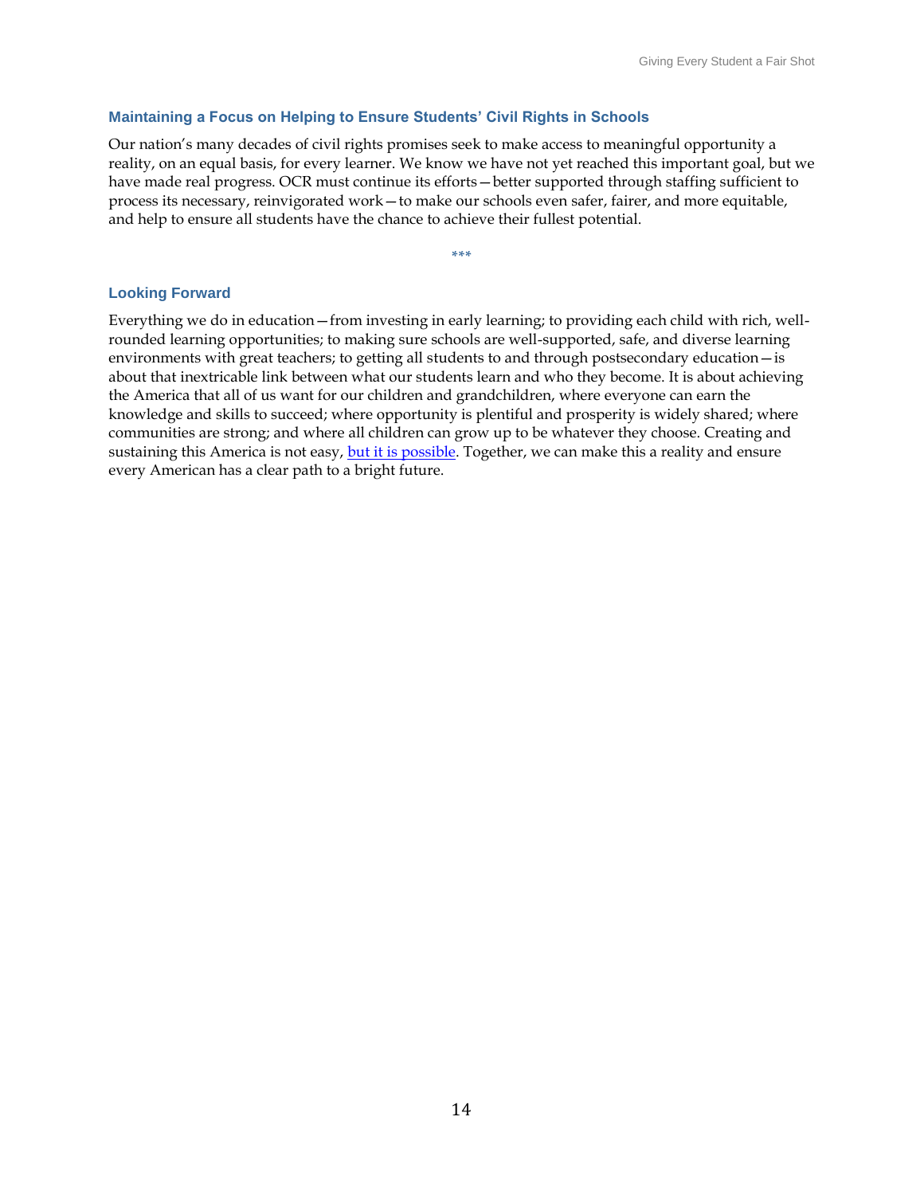### Maintaining a Focus on Helping to Ensure Students' Civil Rights in Schools

Our nation's many decades of civil rights promises seek to make access to meaningful opportunity a reality, on an equal basis, for every learner. We know we have not yet reached this important goal, but we have made real progress. OCR must continue its efforts—better supported through staffing sufficient to process its necessary, reinvigorated work—to make our schools even safer, fairer, and more equitable, and help to ensure all students have the chance to achieve their fullest potential.

***

### Looking Forward

Everything we do in education—from investing in early learning; to providing each child with rich, well-rounded learning opportunities; to making sure schools are well-supported, safe, and diverse learning environments with great teachers; to getting all students to and through postsecondary education—is about that inextricable link between what our students learn and who they become. It is about achieving the America that all of us want for our children and grandchildren, where everyone can earn the knowledge and skills to succeed; where opportunity is plentiful and prosperity is widely shared; where communities are strong; and where all children can grow up to be whatever they choose. Creating and sustaining this America is not easy, but it is possible. Together, we can make this a reality and ensure every American has a clear path to a bright future.